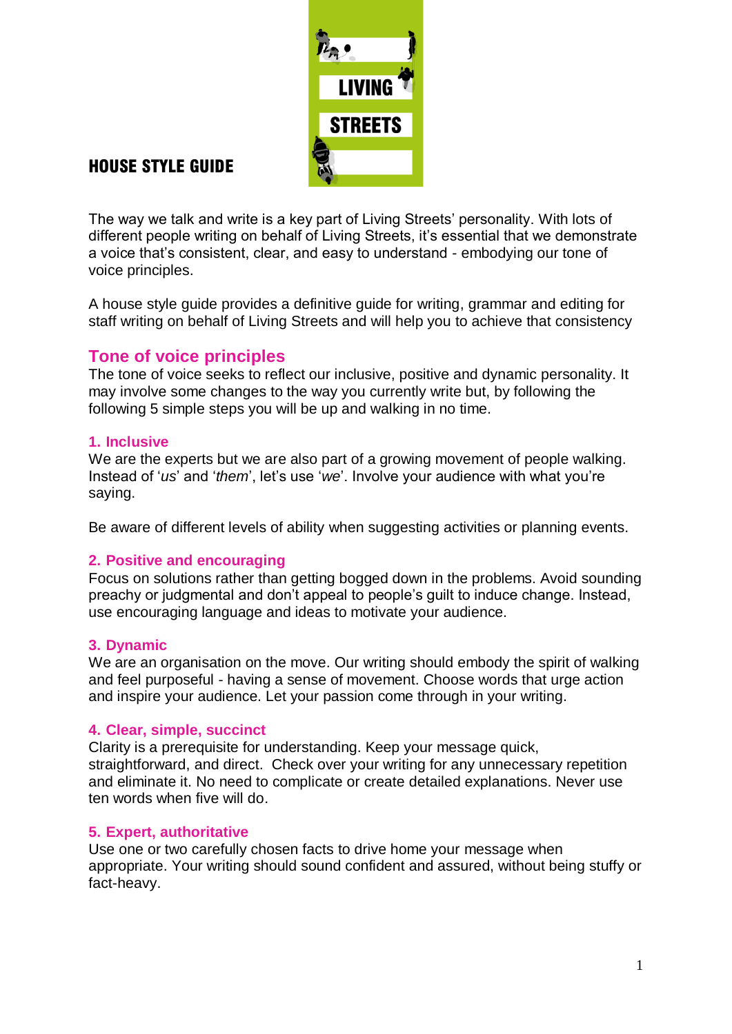# HOUSE STYLE GUIDE

The way we talk and write is a key part of Living Streets' personality. With lots of different people writing on behalf of Living Streets, it's essential that we demonstrate a voice that's consistent, clear, and easy to understand - embodying our tone of voice principles.

A house style guide provides a definitive guide for writing, grammar and editing for staff writing on behalf of Living Streets and will help you to achieve that consistency

## Tone of voice principles

The tone of voice seeks to reflect our inclusive, positive and dynamic personality. It may involve some changes to the way you currently write but, by following the following 5 simple steps you will be up and walking in no time.

### 1. Inclusive

We are the experts but we are also part of a growing movement of people walking. Instead of '*us*' and '*them*', let's use '*we*'. Involve your audience with what you're saying.

Be aware of different levels of ability when suggesting activities or planning events.

### 2. Positive and encouraging

Focus on solutions rather than getting bogged down in the problems. Avoid sounding preachy or judgmental and don't appeal to people's guilt to induce change. Instead, use encouraging language and ideas to motivate your audience.

### 3. Dynamic

We are an organisation on the move. Our writing should embody the spirit of walking and feel purposeful - having a sense of movement. Choose words that urge action and inspire your audience. Let your passion come through in your writing.

### 4. Clear, simple, succinct

Clarity is a prerequisite for understanding. Keep your message quick, straightforward, and direct. Check over your writing for any unnecessary repetition and eliminate it. No need to complicate or create detailed explanations. Never use ten words when five will do.

### 5. Expert, authoritative

Use one or two carefully chosen facts to drive home your message when appropriate. Your writing should sound confident and assured, without being stuffy or fact-heavy.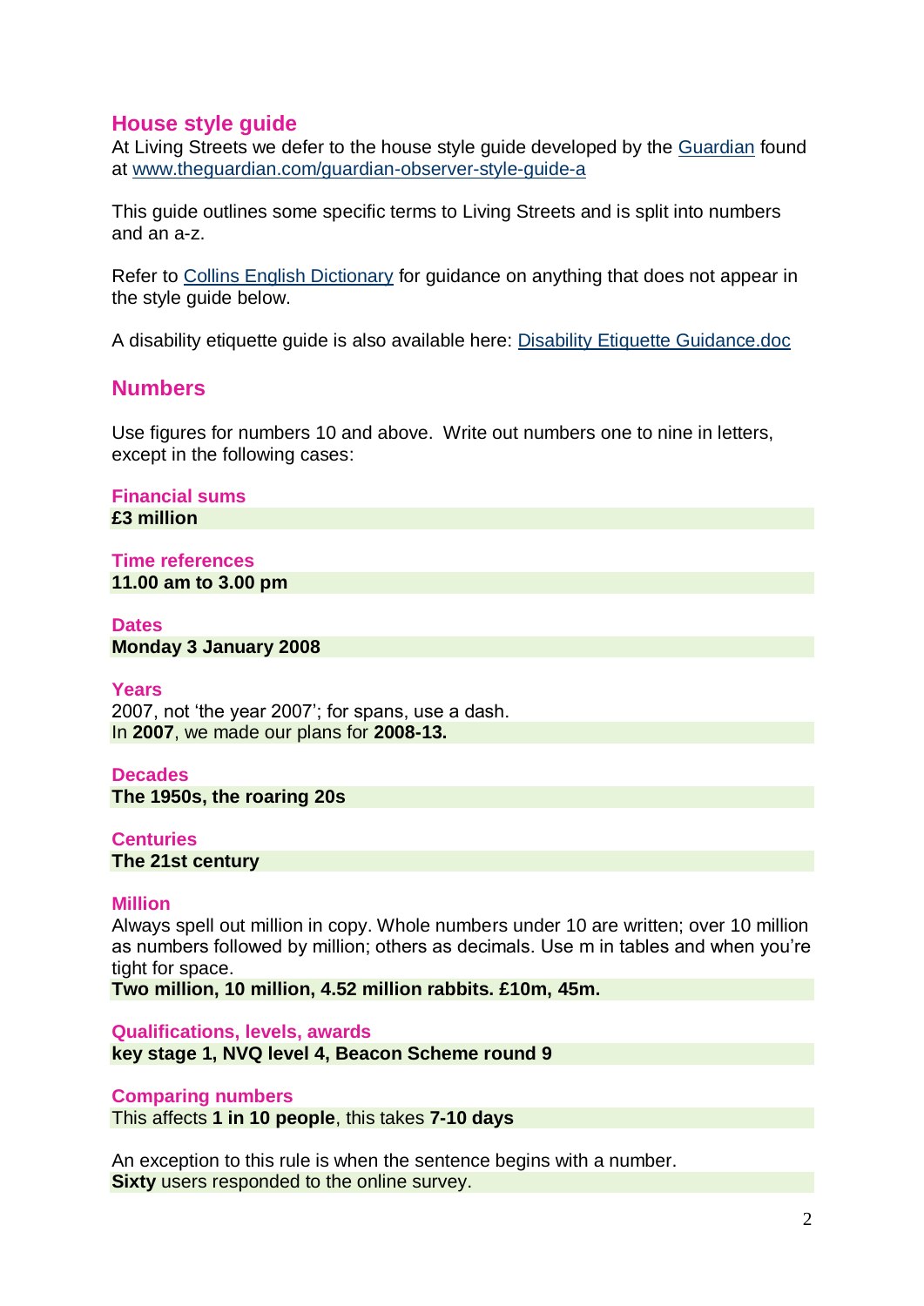## House style guide

At Living Streets we defer to the house style guide developed by the [Guardian](https://www.theguardian.com) found at [www.theguardian.com/guardian-observer-style-guide-a](http://www.theguardian.com/guardian-observer-style-guide-a)

This guide outlines some specific terms to Living Streets and is split into numbers and an a-z.

Refer to [Collins English Dictionary](https://www.collinsdictionary.com) for guidance on anything that does not appear in the style guide below.

A disability etiquette guide is also available here: [Disability Etiquette Guidance.doc](Disability Etiquette Guidance.doc)

## Numbers

Use figures for numbers 10 and above. Write out numbers one to nine in letters, except in the following cases:

### Financial sums

**£3 million**

### Time references

**11.00 am to 3.00 pm**

### Dates

**Monday 3 January 2008**

### Years

2007, not 'the year 2007'; for spans, use a dash.
In **2007**, we made our plans for **2008-13.**

### Decades

**The 1950s, the roaring 20s**

### Centuries

**The 21st century**

### Million

Always spell out million in copy. Whole numbers under 10 are written; over 10 million as numbers followed by million; others as decimals. Use m in tables and when you're tight for space.
**Two million, 10 million, 4.52 million rabbits. £10m, 45m.**

### Qualifications, levels, awards

**key stage 1, NVQ level 4, Beacon Scheme round 9**

### Comparing numbers

This affects **1 in 10 people**, this takes **7-10 days**

An exception to this rule is when the sentence begins with a number.
**Sixty** users responded to the online survey.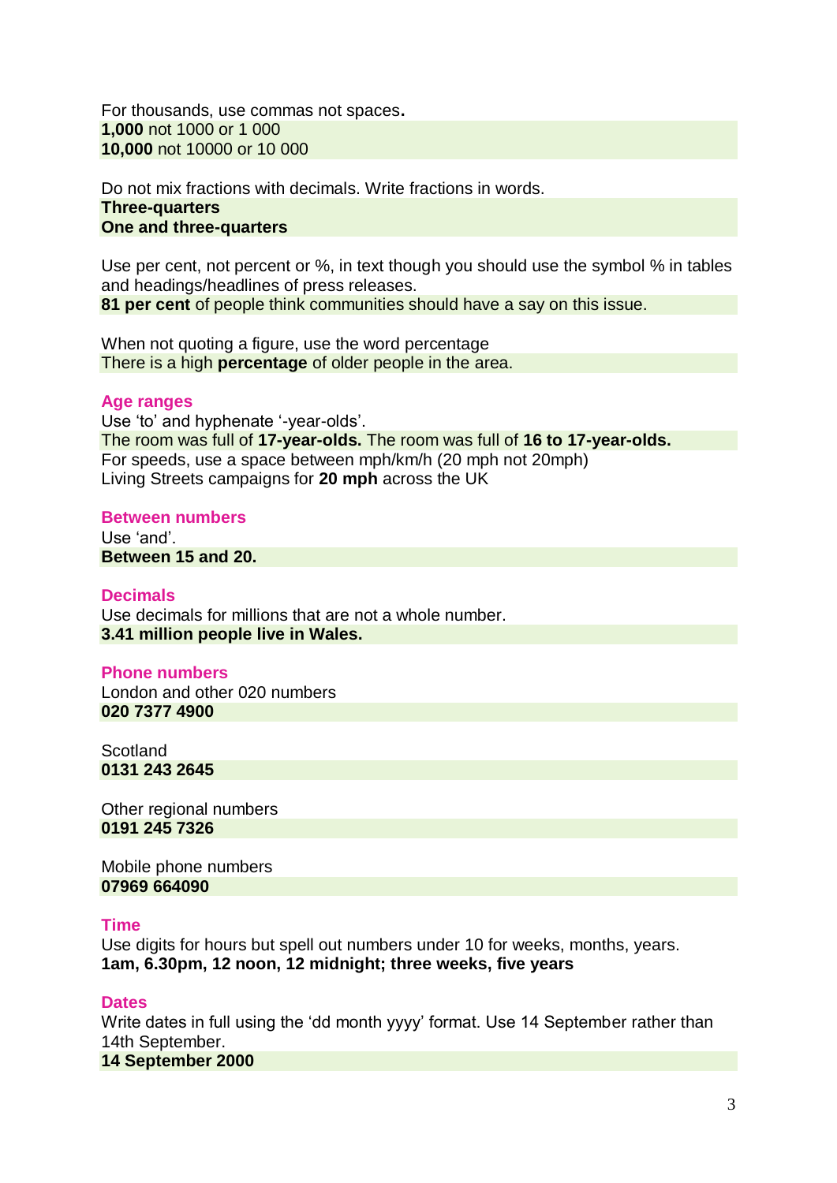For thousands, use commas not spaces**.**
**1,000** not 1000 or 1 000
**10,000** not 10000 or 10 000

Do not mix fractions with decimals. Write fractions in words.
**Three-quarters**
**One and three-quarters**

Use per cent, not percent or %, in text though you should use the symbol % in tables and headings/headlines of press releases.
**81 per cent** of people think communities should have a say on this issue.

When not quoting a figure, use the word percentage
There is a high **percentage** of older people in the area.

### Age ranges

Use 'to' and hyphenate '-year-olds'.
The room was full of **17-year-olds.** The room was full of **16 to 17-year-olds.**
For speeds, use a space between mph/km/h (20 mph not 20mph)
Living Streets campaigns for **20 mph** across the UK

### Between numbers

Use 'and'.
**Between 15 and 20.**

### Decimals

Use decimals for millions that are not a whole number.
**3.41 million people live in Wales.**

### Phone numbers

London and other 020 numbers
**020 7377 4900**

Scotland
**0131 243 2645**

Other regional numbers
**0191 245 7326**

Mobile phone numbers
**07969 664090**

### Time

Use digits for hours but spell out numbers under 10 for weeks, months, years.
**1am, 6.30pm, 12 noon, 12 midnight; three weeks, five years**

### Dates

Write dates in full using the 'dd month yyyy' format. Use 14 September rather than 14th September.
**14 September 2000**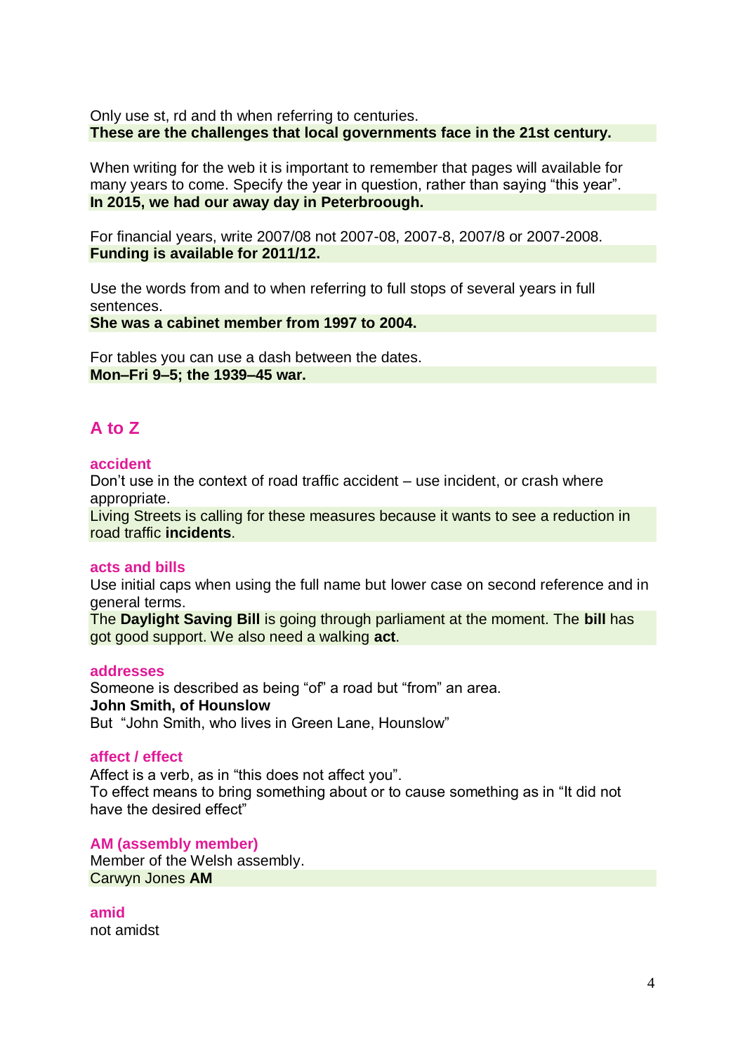Only use st, rd and th when referring to centuries.
**These are the challenges that local governments face in the 21st century.**

When writing for the web it is important to remember that pages will available for many years to come. Specify the year in question, rather than saying "this year".
**In 2015, we had our away day in Peterbroough.**

For financial years, write 2007/08 not 2007-08, 2007-8, 2007/8 or 2007-2008.
**Funding is available for 2011/12.**

Use the words from and to when referring to full stops of several years in full sentences.
**She was a cabinet member from 1997 to 2004.**

For tables you can use a dash between the dates.
**Mon–Fri 9–5; the 1939–45 war.**

## A to Z

### accident

Don't use in the context of road traffic accident – use incident, or crash where appropriate.
Living Streets is calling for these measures because it wants to see a reduction in road traffic **incidents**.

### acts and bills

Use initial caps when using the full name but lower case on second reference and in general terms.
The **Daylight Saving Bill** is going through parliament at the moment. The **bill** has got good support. We also need a walking **act**.

### addresses

Someone is described as being "of" a road but "from" an area.
**John Smith, of Hounslow**
But "John Smith, who lives in Green Lane, Hounslow"

### affect / effect

Affect is a verb, as in "this does not affect you".
To effect means to bring something about or to cause something as in "It did not have the desired effect"

### AM (assembly member)

Member of the Welsh assembly.
Carwyn Jones **AM**

### amid

not amidst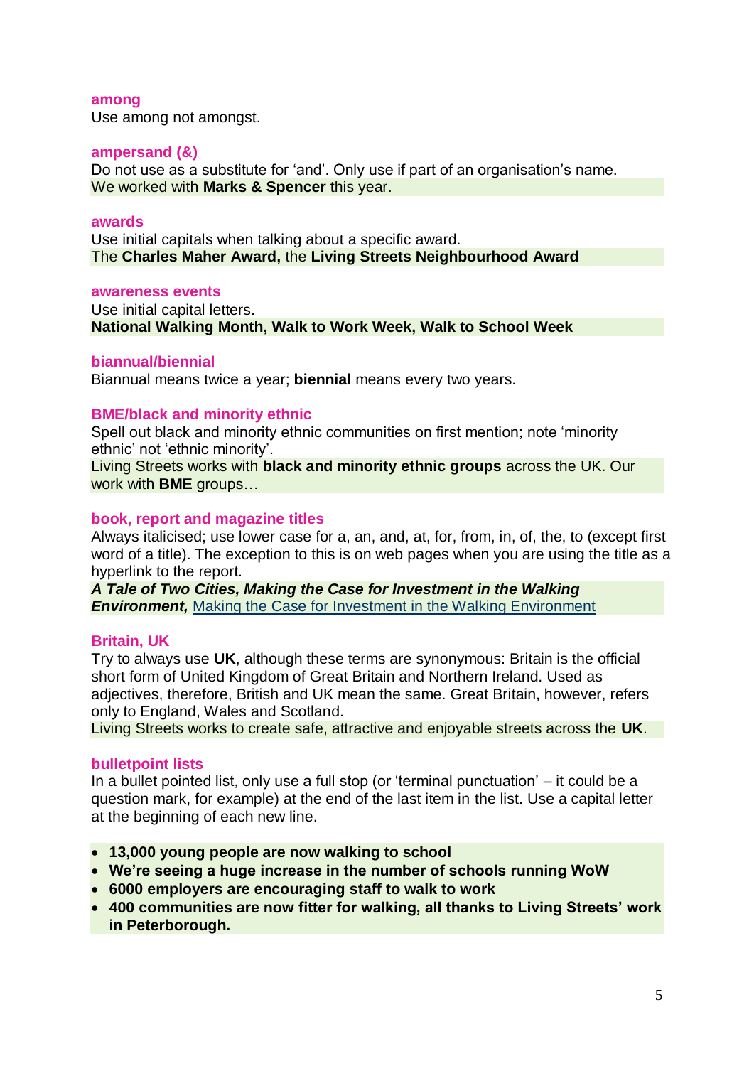### among

Use among not amongst.

### ampersand (&)

Do not use as a substitute for ‘and’. Only use if part of an organisation’s name.

We worked with **Marks & Spencer** this year.

### awards

Use initial capitals when talking about a specific award.

The **Charles Maher Award,** the **Living Streets Neighbourhood Award**

### awareness events

Use initial capital letters.

**National Walking Month, Walk to Work Week, Walk to School Week**

### biannual/biennial

Biannual means twice a year; **biennial** means every two years.

### BME/black and minority ethnic

Spell out black and minority ethnic communities on first mention; note ‘minority ethnic’ not ‘ethnic minority’.

Living Streets works with **black and minority ethnic groups** across the UK. Our work with **BME** groups…

### book, report and magazine titles

Always italicised; use lower case for a, an, and, at, for, from, in, of, the, to (except first word of a title). The exception to this is on web pages when you are using the title as a hyperlink to the report.

***A Tale of Two Cities, Making the Case for Investment in the Walking Environment,*** Making the Case for Investment in the Walking Environment

### Britain, UK

Try to always use **UK**, although these terms are synonymous: Britain is the official short form of United Kingdom of Great Britain and Northern Ireland. Used as adjectives, therefore, British and UK mean the same. Great Britain, however, refers only to England, Wales and Scotland.

Living Streets works to create safe, attractive and enjoyable streets across the **UK**.

### bulletpoint lists

In a bullet pointed list, only use a full stop (or ‘terminal punctuation’ – it could be a question mark, for example) at the end of the last item in the list. Use a capital letter at the beginning of each new line.

- **13,000 young people are now walking to school**
- **We’re seeing a huge increase in the number of schools running WoW**
- **6000 employers are encouraging staff to walk to work**
- **400 communities are now fitter for walking, all thanks to Living Streets’ work in Peterborough.**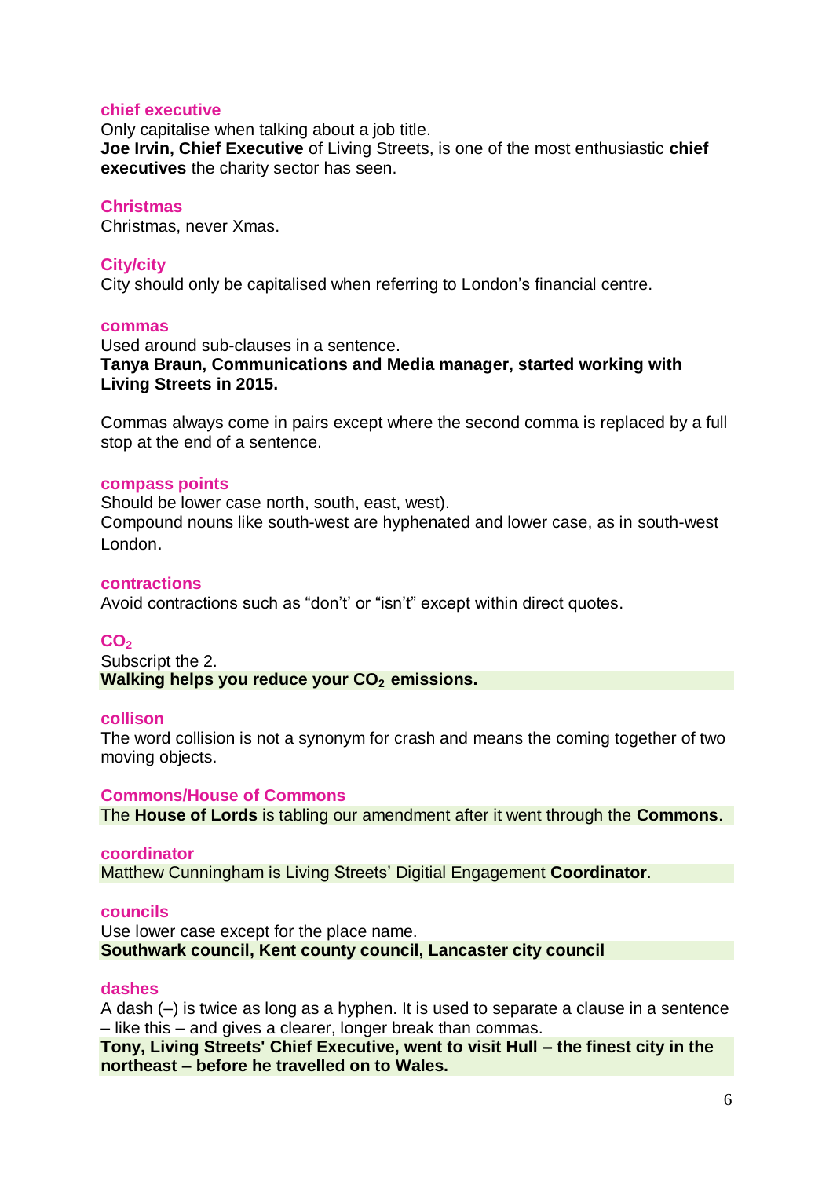### chief executive

Only capitalise when talking about a job title.
**Joe Irvin, Chief Executive** of Living Streets, is one of the most enthusiastic **chief executives** the charity sector has seen.

### Christmas

Christmas, never Xmas.

### City/city

City should only be capitalised when referring to London's financial centre.

### commas

Used around sub-clauses in a sentence.
**Tanya Braun, Communications and Media manager, started working with Living Streets in 2015.**

Commas always come in pairs except where the second comma is replaced by a full stop at the end of a sentence.

### compass points

Should be lower case north, south, east, west).
Compound nouns like south-west are hyphenated and lower case, as in south-west London.

### contractions

Avoid contractions such as "don't' or "isn't" except within direct quotes.

### $CO_2$

Subscript the 2.
**Walking helps you reduce your $CO_2$ emissions.**

### collison

The word collision is not a synonym for crash and means the coming together of two moving objects.

### Commons/House of Commons

The **House of Lords** is tabling our amendment after it went through the **Commons**.

### coordinator

Matthew Cunningham is Living Streets' Digitial Engagement **Coordinator**.

### councils

Use lower case except for the place name.
**Southwark council, Kent county council, Lancaster city council**

### dashes

A dash (–) is twice as long as a hyphen. It is used to separate a clause in a sentence – like this – and gives a clearer, longer break than commas.
**Tony, Living Streets' Chief Executive, went to visit Hull – the finest city in the northeast – before he travelled on to Wales.**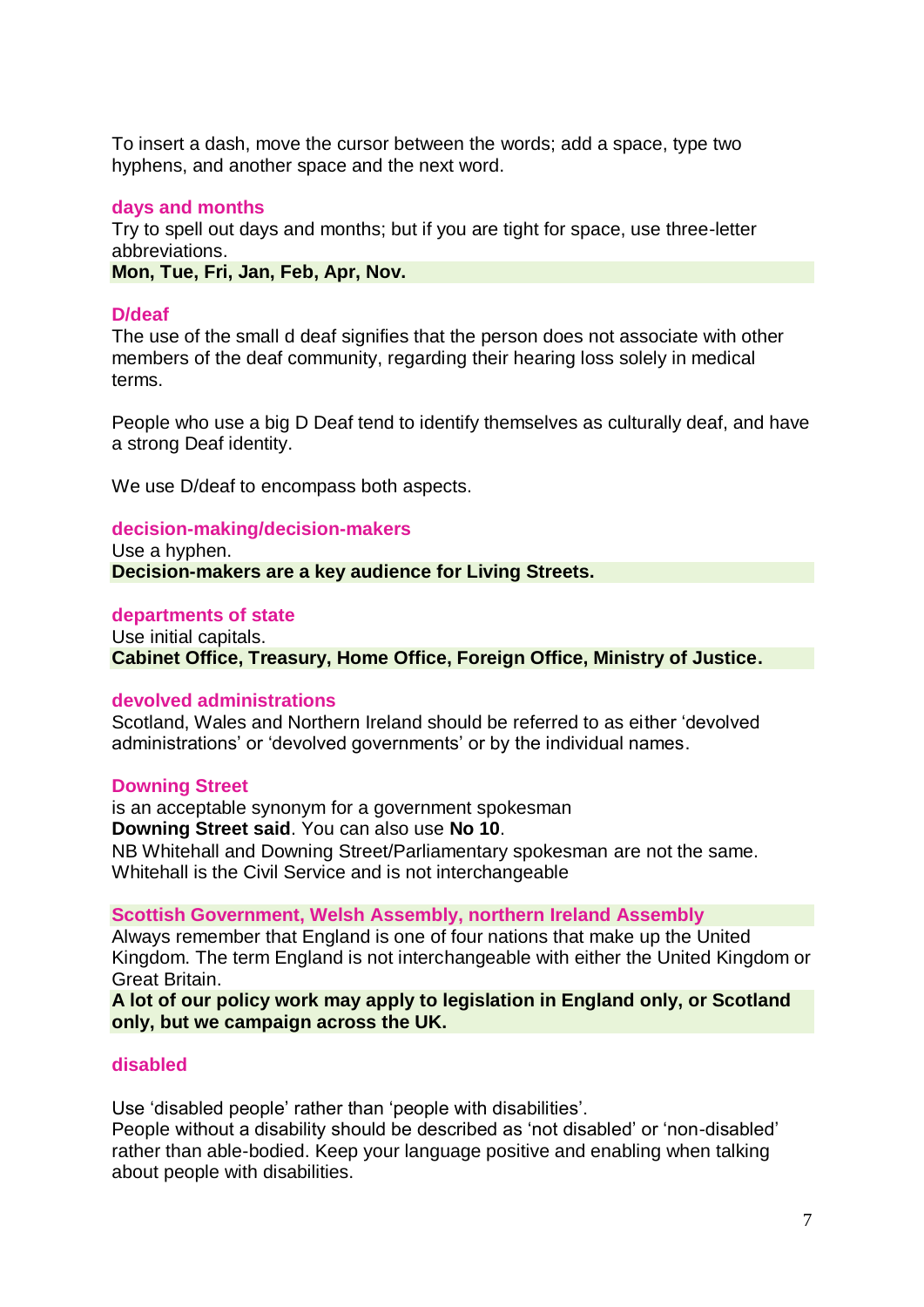To insert a dash, move the cursor between the words; add a space, type two hyphens, and another space and the next word.

### days and months

Try to spell out days and months; but if you are tight for space, use three-letter abbreviations.

**Mon, Tue, Fri, Jan, Feb, Apr, Nov.**

### D/deaf

The use of the small d deaf signifies that the person does not associate with other members of the deaf community, regarding their hearing loss solely in medical terms.

People who use a big D Deaf tend to identify themselves as culturally deaf, and have a strong Deaf identity.

We use D/deaf to encompass both aspects.

### decision-making/decision-makers

Use a hyphen.

**Decision-makers are a key audience for Living Streets.**

### departments of state

Use initial capitals.

**Cabinet Office, Treasury, Home Office, Foreign Office, Ministry of Justice.**

### devolved administrations

Scotland, Wales and Northern Ireland should be referred to as either 'devolved administrations' or 'devolved governments' or by the individual names.

### Downing Street

is an acceptable synonym for a government spokesman

**Downing Street said**. You can also use **No 10**.

NB Whitehall and Downing Street/Parliamentary spokesman are not the same. Whitehall is the Civil Service and is not interchangeable

### Scottish Government, Welsh Assembly, northern Ireland Assembly

Always remember that England is one of four nations that make up the United Kingdom. The term England is not interchangeable with either the United Kingdom or Great Britain.

**A lot of our policy work may apply to legislation in England only, or Scotland only, but we campaign across the UK.**

### disabled

Use 'disabled people' rather than 'people with disabilities'.

People without a disability should be described as 'not disabled' or 'non-disabled' rather than able-bodied. Keep your language positive and enabling when talking about people with disabilities.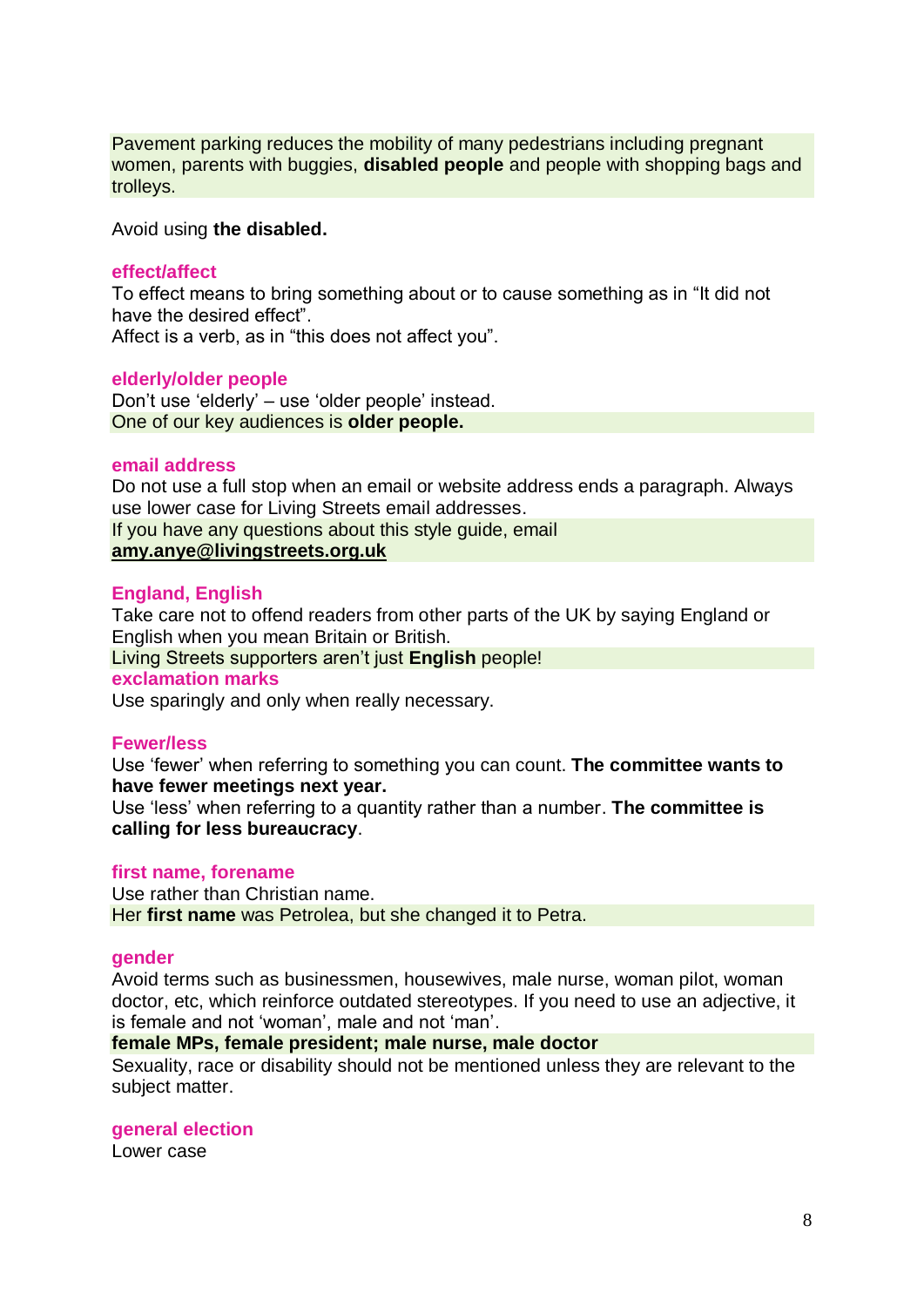Pavement parking reduces the mobility of many pedestrians including pregnant women, parents with buggies, **disabled people** and people with shopping bags and trolleys.

Avoid using **the disabled.**

### effect/affect

To effect means to bring something about or to cause something as in "It did not have the desired effect".
Affect is a verb, as in "this does not affect you".

### elderly/older people

Don't use 'elderly' – use 'older people' instead.
One of our key audiences is **older people.**

### email address

Do not use a full stop when an email or website address ends a paragraph. Always use lower case for Living Streets email addresses.
If you have any questions about this style guide, email **amy.anye@livingstreets.org.uk**

### England, English

Take care not to offend readers from other parts of the UK by saying England or English when you mean Britain or British.
Living Streets supporters aren't just **English** people!

### exclamation marks

Use sparingly and only when really necessary.

### Fewer/less

Use 'fewer' when referring to something you can count. **The committee wants to have fewer meetings next year.**
Use 'less' when referring to a quantity rather than a number. **The committee is calling for less bureaucracy**.

### first name, forename

Use rather than Christian name.
Her **first name** was Petrolea, but she changed it to Petra.

### gender

Avoid terms such as businessmen, housewives, male nurse, woman pilot, woman doctor, etc, which reinforce outdated stereotypes. If you need to use an adjective, it is female and not 'woman', male and not 'man'.
**female MPs, female president; male nurse, male doctor**
Sexuality, race or disability should not be mentioned unless they are relevant to the subject matter.

### general election

Lower case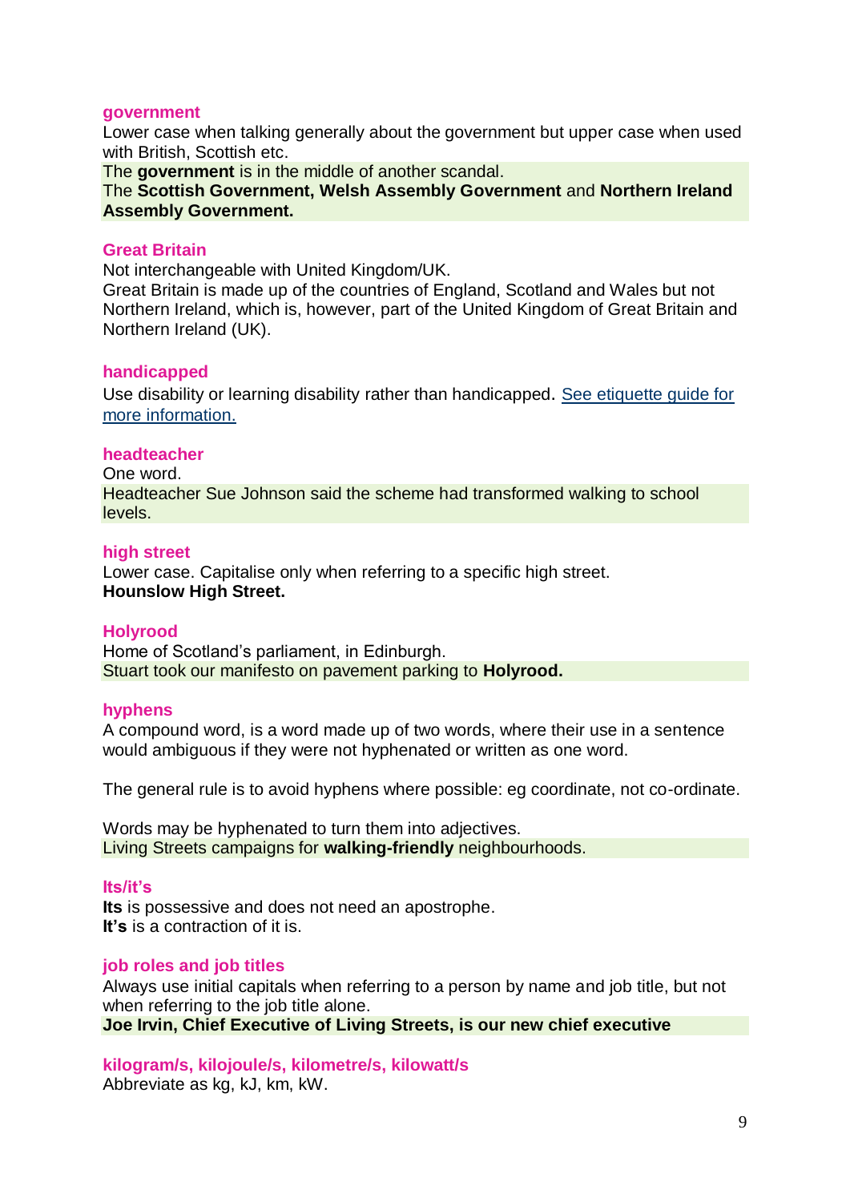### government

Lower case when talking generally about the government but upper case when used with British, Scottish etc.

The **government** is in the middle of another scandal.
The **Scottish Government, Welsh Assembly Government** and **Northern Ireland Assembly Government.**

### Great Britain

Not interchangeable with United Kingdom/UK.
Great Britain is made up of the countries of England, Scotland and Wales but not Northern Ireland, which is, however, part of the United Kingdom of Great Britain and Northern Ireland (UK).

### handicapped

Use disability or learning disability rather than handicapped. See etiquette guide for more information.

### headteacher

One word.
Headteacher Sue Johnson said the scheme had transformed walking to school levels.

### high street

Lower case. Capitalise only when referring to a specific high street.
**Hounslow High Street.**

### Holyrood

Home of Scotland's parliament, in Edinburgh.
Stuart took our manifesto on pavement parking to **Holyrood.**

### hyphens

A compound word, is a word made up of two words, where their use in a sentence would ambiguous if they were not hyphenated or written as one word.

The general rule is to avoid hyphens where possible: eg coordinate, not co-ordinate.

Words may be hyphenated to turn them into adjectives.
Living Streets campaigns for **walking-friendly** neighbourhoods.

### Its/it's

**Its** is possessive and does not need an apostrophe.
**It's** is a contraction of it is.

### job roles and job titles

Always use initial capitals when referring to a person by name and job title, but not when referring to the job title alone.
**Joe Irvin, Chief Executive of Living Streets, is our new chief executive**

### kilogram/s, kilojoule/s, kilometre/s, kilowatt/s

Abbreviate as kg, kJ, km, kW.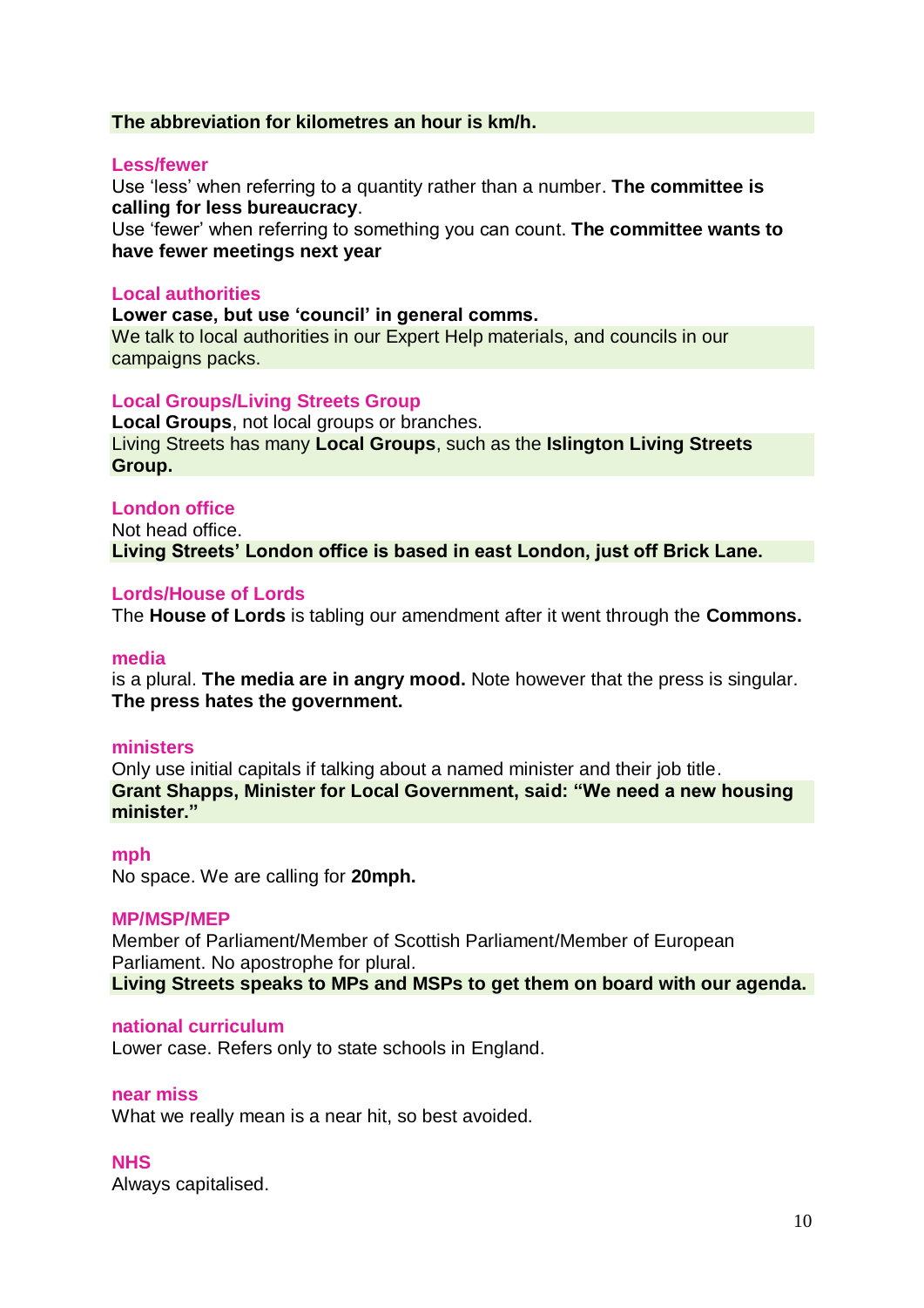**The abbreviation for kilometres an hour is km/h.**

### Less/fewer

Use ‘less’ when referring to a quantity rather than a number. **The committee is calling for less bureaucracy**.

Use ‘fewer’ when referring to something you can count. **The committee wants to have fewer meetings next year**

### Local authorities

**Lower case, but use ‘council’ in general comms.**

We talk to local authorities in our Expert Help materials, and councils in our campaigns packs.

### Local Groups/Living Streets Group

**Local Groups**, not local groups or branches.

Living Streets has many **Local Groups**, such as the **Islington Living Streets Group.**

### London office

Not head office.

**Living Streets’ London office is based in east London, just off Brick Lane.**

### Lords/House of Lords

The **House of Lords** is tabling our amendment after it went through the **Commons.**

### media

is a plural. **The media are in angry mood.** Note however that the press is singular. **The press hates the government.**

### ministers

Only use initial capitals if talking about a named minister and their job title.

**Grant Shapps, Minister for Local Government, said: “We need a new housing minister.”**

### mph

No space. We are calling for **20mph.**

### MP/MSP/MEP

Member of Parliament/Member of Scottish Parliament/Member of European Parliament. No apostrophe for plural.

**Living Streets speaks to MPs and MSPs to get them on board with our agenda.**

### national curriculum

Lower case. Refers only to state schools in England.

### near miss

What we really mean is a near hit, so best avoided.

### NHS

Always capitalised.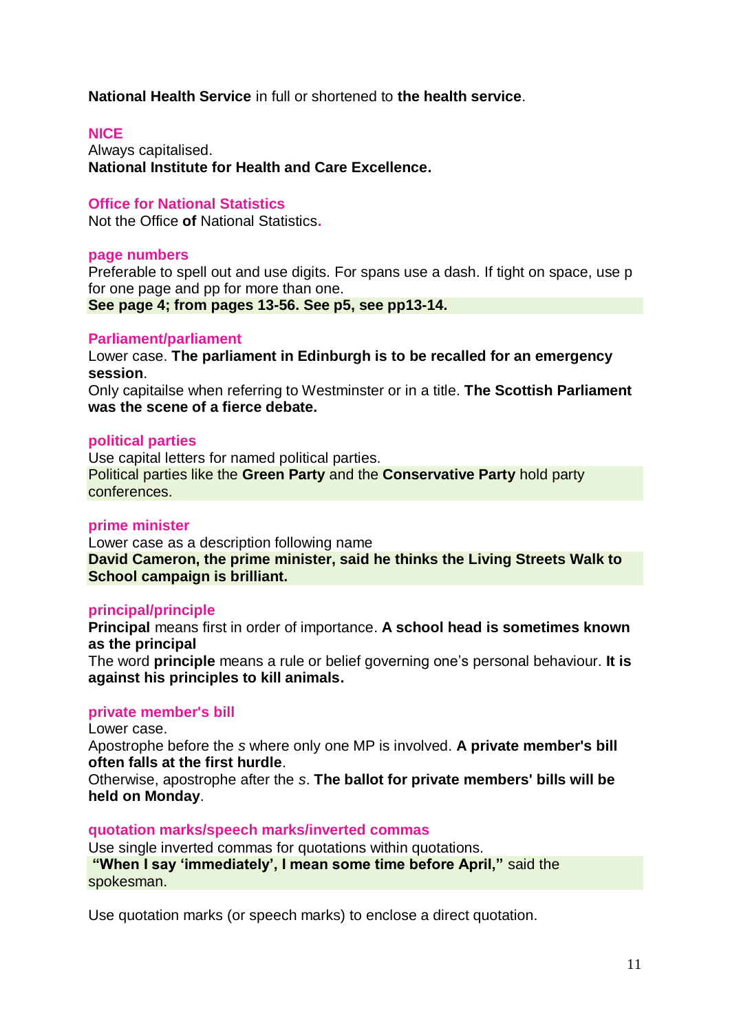**National Health Service** in full or shortened to **the health service**.

### NICE

Always capitalised.
**National Institute for Health and Care Excellence.**

### Office for National Statistics

Not the Office **of** National Statistics.

### page numbers

Preferable to spell out and use digits. For spans use a dash. If tight on space, use p for one page and pp for more than one.
**See page 4; from pages 13-56. See p5, see pp13-14.**

### Parliament/parliament

Lower case. **The parliament in Edinburgh is to be recalled for an emergency session**.
Only capitailse when referring to Westminster or in a title. **The Scottish Parliament was the scene of a fierce debate.**

### political parties

Use capital letters for named political parties.
Political parties like the **Green Party** and the **Conservative Party** hold party conferences.

### prime minister

Lower case as a description following name
**David Cameron, the prime minister, said he thinks the Living Streets Walk to School campaign is brilliant.**

### principal/principle

**Principal** means first in order of importance. **A school head is sometimes known as the principal**
The word **principle** means a rule or belief governing one's personal behaviour. **It is against his principles to kill animals.**

### private member's bill

Lower case.
Apostrophe before the *s* where only one MP is involved. **A private member's bill often falls at the first hurdle**.
Otherwise, apostrophe after the *s*. **The ballot for private members' bills will be held on Monday**.

### quotation marks/speech marks/inverted commas

Use single inverted commas for quotations within quotations.
**"When I say 'immediately', I mean some time before April,"** said the spokesman.

Use quotation marks (or speech marks) to enclose a direct quotation.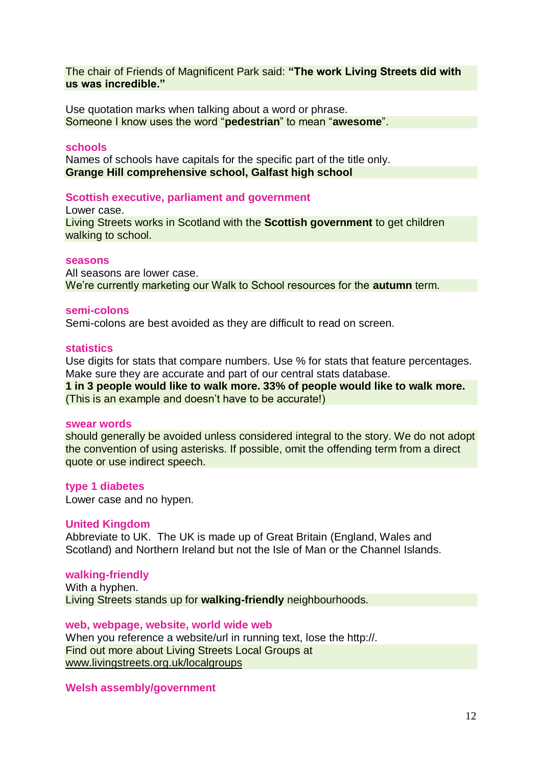The chair of Friends of Magnificent Park said: **"The work Living Streets did with us was incredible."**

Use quotation marks when talking about a word or phrase.
Someone I know uses the word "**pedestrian**" to mean "**awesome**".

### schools

Names of schools have capitals for the specific part of the title only.
**Grange Hill comprehensive school, Galfast high school**

### Scottish executive, parliament and government

Lower case.
Living Streets works in Scotland with the **Scottish government** to get children walking to school.

### seasons

All seasons are lower case.
We're currently marketing our Walk to School resources for the **autumn** term.

### semi-colons

Semi-colons are best avoided as they are difficult to read on screen.

### statistics

Use digits for stats that compare numbers. Use % for stats that feature percentages. Make sure they are accurate and part of our central stats database.
**1 in 3 people would like to walk more. 33% of people would like to walk more.** (This is an example and doesn't have to be accurate!)

### swear words

should generally be avoided unless considered integral to the story. We do not adopt the convention of using asterisks. If possible, omit the offending term from a direct quote or use indirect speech.

### type 1 diabetes

Lower case and no hypen.

### United Kingdom

Abbreviate to UK. The UK is made up of Great Britain (England, Wales and Scotland) and Northern Ireland but not the Isle of Man or the Channel Islands.

### walking-friendly

With a hyphen.
Living Streets stands up for **walking-friendly** neighbourhoods.

### web, webpage, website, world wide web

When you reference a website/url in running text, lose the http://.
Find out more about Living Streets Local Groups at www.livingstreets.org.uk/localgroups

### Welsh assembly/government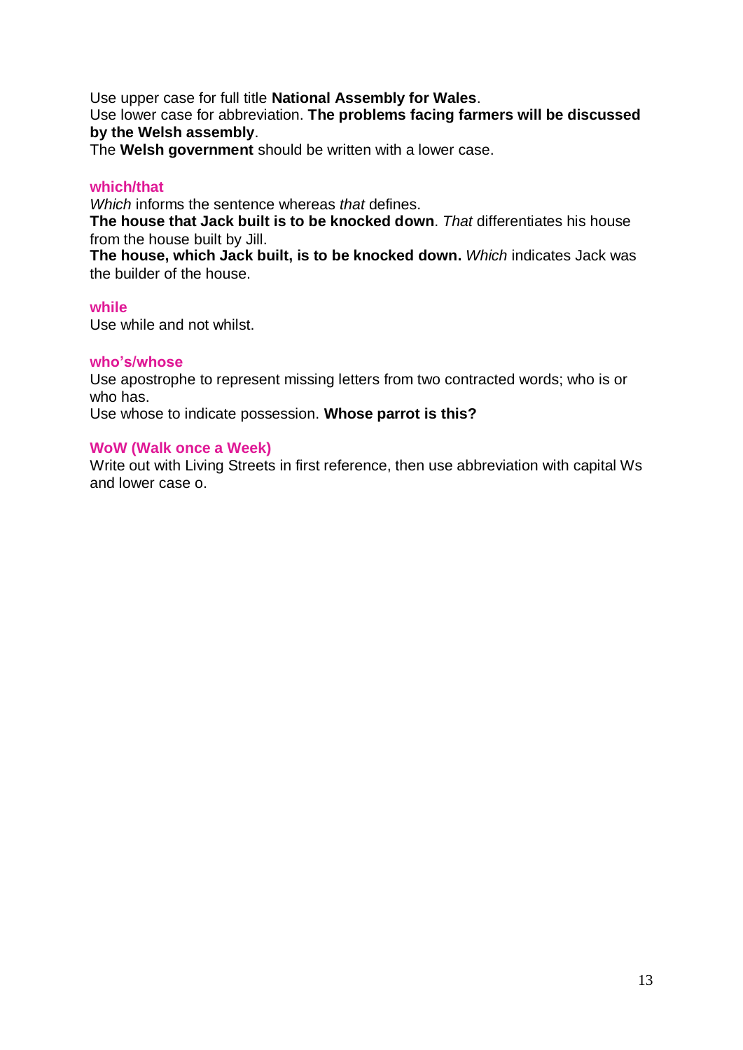Use upper case for full title **National Assembly for Wales**.
Use lower case for abbreviation. **The problems facing farmers will be discussed by the Welsh assembly**.
The **Welsh government** should be written with a lower case.

### which/that

*Which* informs the sentence whereas *that* defines.
**The house that Jack built is to be knocked down**. *That* differentiates his house from the house built by Jill.
**The house, which Jack built, is to be knocked down.** *Which* indicates Jack was the builder of the house.

### while

Use while and not whilst.

### who's/whose

Use apostrophe to represent missing letters from two contracted words; who is or who has.
Use whose to indicate possession. **Whose parrot is this?**

### WoW (Walk once a Week)

Write out with Living Streets in first reference, then use abbreviation with capital Ws and lower case o.